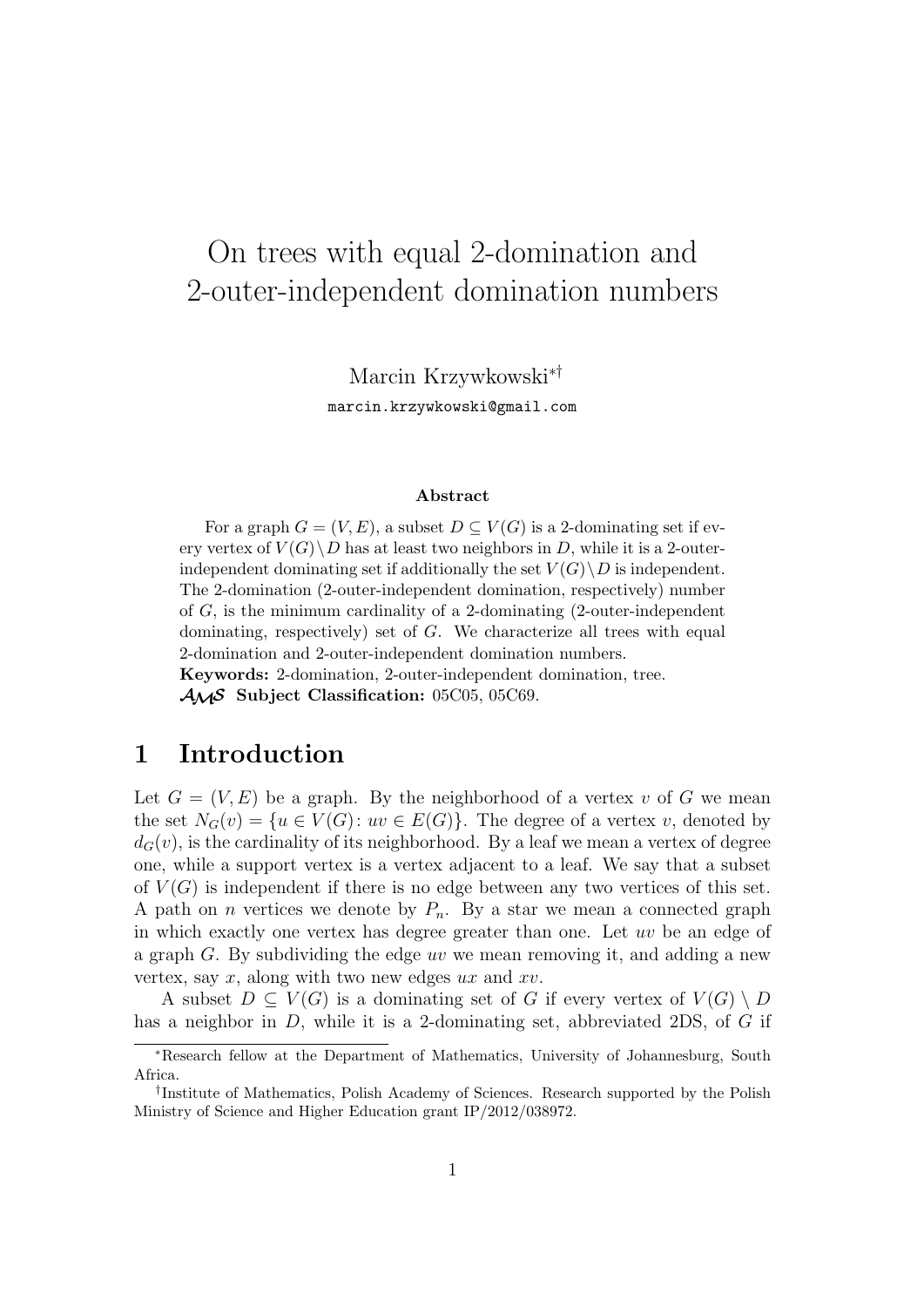# On trees with equal 2-domination and 2-outer-independent domination numbers

Marcin Krzywkowski[*][†]

marcin.krzywkowski@gmail.com

### Abstract

For a graph $G = (V, E)$, a subset $D \subseteq V(G)$ is a 2-dominating set if every vertex of $V(G) \setminus D$ has at least two neighbors in $D$, while it is a 2-outer-independent dominating set if additionally the set $V(G) \setminus D$ is independent. The 2-domination (2-outer-independent domination, respectively) number of $G$, is the minimum cardinality of a 2-dominating (2-outer-independent dominating, respectively) set of $G$. We characterize all trees with equal 2-domination and 2-outer-independent domination numbers.

**Keywords:** 2-domination, 2-outer-independent domination, tree.

**AMS Subject Classification:** 05C05, 05C69.

## 1 Introduction

Let $G = (V, E)$ be a graph. By the neighborhood of a vertex $v$ of $G$ we mean the set $N_G(v) = \{u \in V(G) \colon uv \in E(G)\}$. The degree of a vertex $v$, denoted by $d_G(v)$, is the cardinality of its neighborhood. By a leaf we mean a vertex of degree one, while a support vertex is a vertex adjacent to a leaf. We say that a subset of $V(G)$ is independent if there is no edge between any two vertices of this set. A path on $n$ vertices we denote by $P_n$. By a star we mean a connected graph in which exactly one vertex has degree greater than one. Let $uv$ be an edge of a graph $G$. By subdividing the edge $uv$ we mean removing it, and adding a new vertex, say $x$, along with two new edges $ux$ and $xv$.

A subset $D \subseteq V(G)$ is a dominating set of $G$ if every vertex of $V(G) \setminus D$ has a neighbor in $D$, while it is a 2-dominating set, abbreviated 2DS, of $G$ if

[*] Research fellow at the Department of Mathematics, University of Johannesburg, South Africa.

[†] Institute of Mathematics, Polish Academy of Sciences. Research supported by the Polish Ministry of Science and Higher Education grant IP/2012/038972.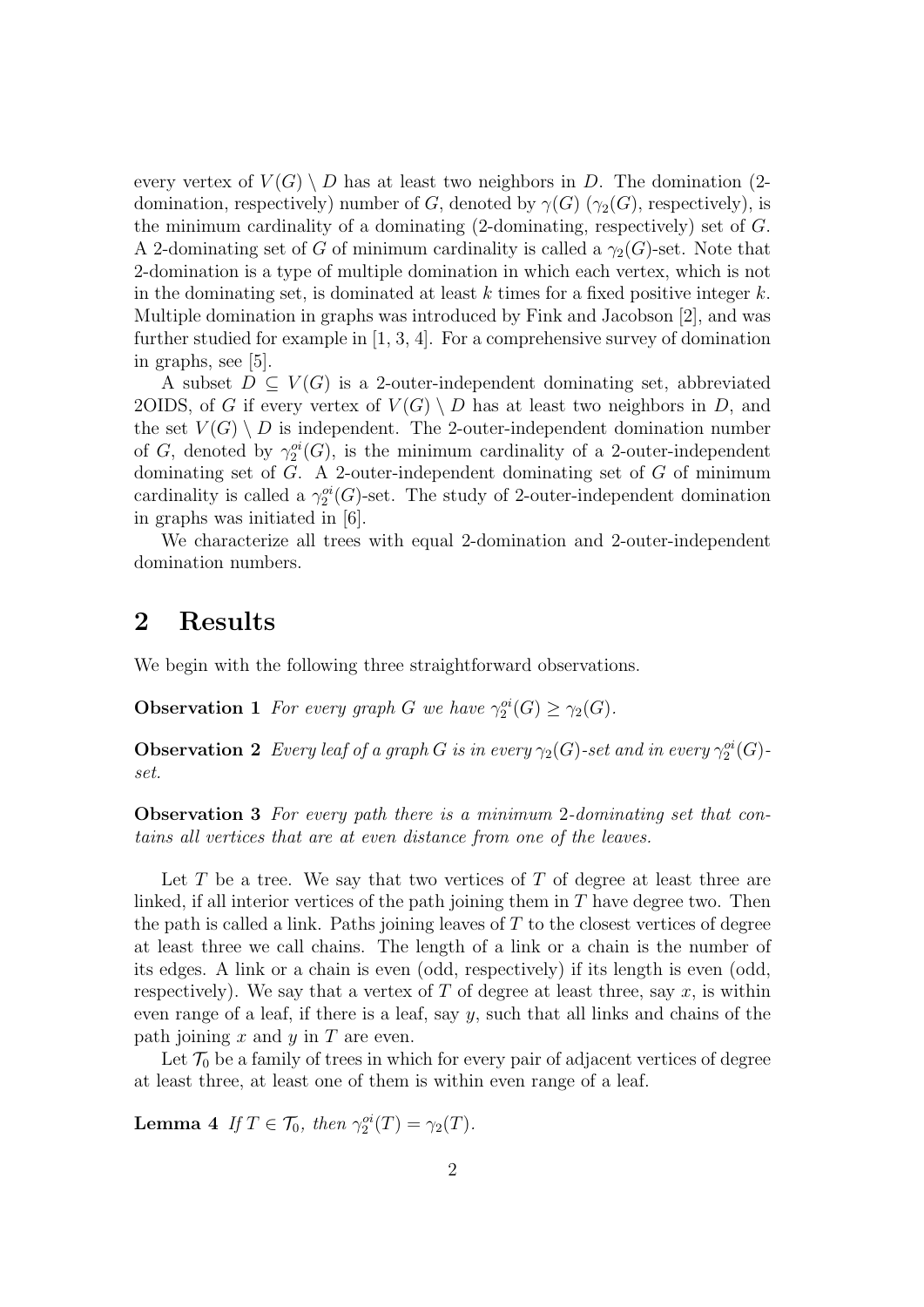every vertex of $V(G) \setminus D$ has at least two neighbors in $D$. The domination (2-domination, respectively) number of $G$, denoted by $\gamma(G)$ ($\gamma_2(G)$, respectively), is the minimum cardinality of a dominating (2-dominating, respectively) set of $G$. A 2-dominating set of $G$ of minimum cardinality is called a $\gamma_2(G)$-set. Note that 2-domination is a type of multiple domination in which each vertex, which is not in the dominating set, is dominated at least $k$ times for a fixed positive integer $k$. Multiple domination in graphs was introduced by Fink and Jacobson [2], and was further studied for example in [1, 3, 4]. For a comprehensive survey of domination in graphs, see [5].

A subset $D \subseteq V(G)$ is a 2-outer-independent dominating set, abbreviated 2OIDS, of $G$ if every vertex of $V(G) \setminus D$ has at least two neighbors in $D$, and the set $V(G) \setminus D$ is independent. The 2-outer-independent domination number of $G$, denoted by $\gamma_2^{oi}(G)$, is the minimum cardinality of a 2-outer-independent dominating set of $G$. A 2-outer-independent dominating set of $G$ of minimum cardinality is called a $\gamma_2^{oi}(G)$-set. The study of 2-outer-independent domination in graphs was initiated in [6].

We characterize all trees with equal 2-domination and 2-outer-independent domination numbers.

## 2 Results

We begin with the following three straightforward observations.

**Observation 1** *For every graph $G$ we have $\gamma_2^{oi}(G) \geq \gamma_2(G)$.*

**Observation 2** *Every leaf of a graph $G$ is in every $\gamma_2(G)$-set and in every $\gamma_2^{oi}(G)$-set.*

**Observation 3** *For every path there is a minimum 2-dominating set that contains all vertices that are at even distance from one of the leaves.*

Let $T$ be a tree. We say that two vertices of $T$ of degree at least three are linked, if all interior vertices of the path joining them in $T$ have degree two. Then the path is called a link. Paths joining leaves of $T$ to the closest vertices of degree at least three we call chains. The length of a link or a chain is the number of its edges. A link or a chain is even (odd, respectively) if its length is even (odd, respectively). We say that a vertex of $T$ of degree at least three, say $x$, is within even range of a leaf, if there is a leaf, say $y$, such that all links and chains of the path joining $x$ and $y$ in $T$ are even.

Let $\mathcal{T}_0$ be a family of trees in which for every pair of adjacent vertices of degree at least three, at least one of them is within even range of a leaf.

**Lemma 4** *If $T \in \mathcal{T}_0$, then $\gamma_2^{oi}(T) = \gamma_2(T)$.*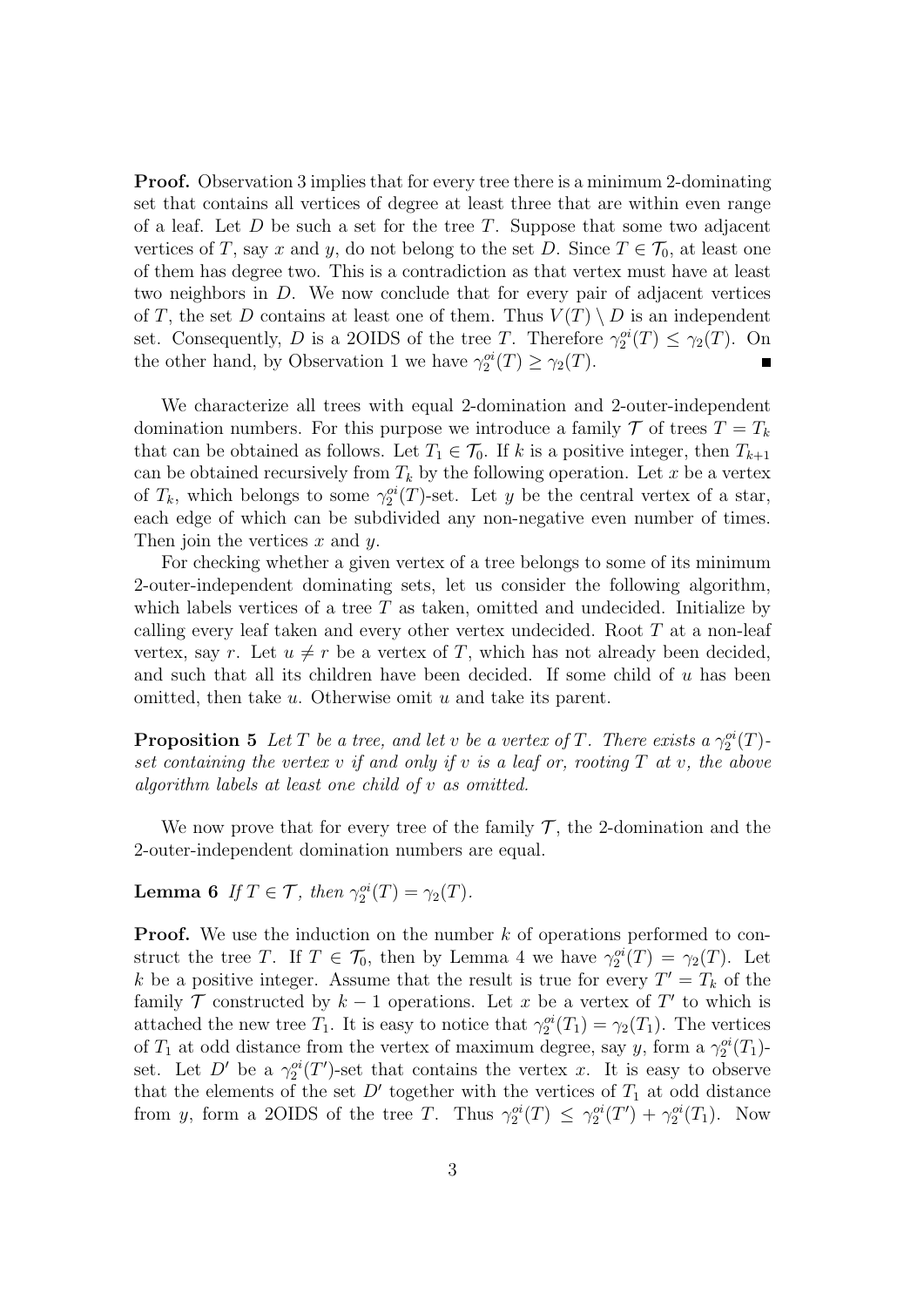**Proof.** Observation 3 implies that for every tree there is a minimum 2-dominating set that contains all vertices of degree at least three that are within even range of a leaf. Let $D$ be such a set for the tree $T$. Suppose that some two adjacent vertices of $T$, say $x$ and $y$, do not belong to the set $D$. Since $T \in \mathcal{T}_0$, at least one of them has degree two. This is a contradiction as that vertex must have at least two neighbors in $D$. We now conclude that for every pair of adjacent vertices of $T$, the set $D$ contains at least one of them. Thus $V(T) \setminus D$ is an independent set. Consequently, $D$ is a 2OIDS of the tree $T$. Therefore $\gamma_2^{oi}(T) \leq \gamma_2(T)$. On the other hand, by Observation 1 we have $\gamma_2^{oi}(T) \geq \gamma_2(T)$. ■

We characterize all trees with equal 2-domination and 2-outer-independent domination numbers. For this purpose we introduce a family $\mathcal{T}$ of trees $T = T_k$ that can be obtained as follows. Let $T_1 \in \mathcal{T}_0$. If $k$ is a positive integer, then $T_{k+1}$ can be obtained recursively from $T_k$ by the following operation. Let $x$ be a vertex of $T_k$, which belongs to some $\gamma_2^{oi}(T)$-set. Let $y$ be the central vertex of a star, each edge of which can be subdivided any non-negative even number of times. Then join the vertices $x$ and $y$.

For checking whether a given vertex of a tree belongs to some of its minimum 2-outer-independent dominating sets, let us consider the following algorithm, which labels vertices of a tree $T$ as taken, omitted and undecided. Initialize by calling every leaf taken and every other vertex undecided. Root $T$ at a non-leaf vertex, say $r$. Let $u \neq r$ be a vertex of $T$, which has not already been decided, and such that all its children have been decided. If some child of $u$ has been omitted, then take $u$. Otherwise omit $u$ and take its parent.

**Proposition 5** *Let $T$ be a tree, and let $v$ be a vertex of $T$. There exists a $\gamma_2^{oi}(T)$-set containing the vertex $v$ if and only if $v$ is a leaf or, rooting $T$ at $v$, the above algorithm labels at least one child of $v$ as omitted.*

We now prove that for every tree of the family $\mathcal{T}$, the 2-domination and the 2-outer-independent domination numbers are equal.

**Lemma 6** *If $T \in \mathcal{T}$, then $\gamma_2^{oi}(T) = \gamma_2(T)$.*

**Proof.** We use the induction on the number $k$ of operations performed to construct the tree $T$. If $T \in \mathcal{T}_0$, then by Lemma 4 we have $\gamma_2^{oi}(T) = \gamma_2(T)$. Let $k$ be a positive integer. Assume that the result is true for every $T' = T_k$ of the family $\mathcal{T}$ constructed by $k - 1$ operations. Let $x$ be a vertex of $T'$ to which is attached the new tree $T_1$. It is easy to notice that $\gamma_2^{oi}(T_1) = \gamma_2(T_1)$. The vertices of $T_1$ at odd distance from the vertex of maximum degree, say $y$, form a $\gamma_2^{oi}(T_1)$-set. Let $D'$ be a $\gamma_2^{oi}(T')$-set that contains the vertex $x$. It is easy to observe that the elements of the set $D'$ together with the vertices of $T_1$ at odd distance from $y$, form a 2OIDS of the tree $T$. Thus $\gamma_2^{oi}(T) \leq \gamma_2^{oi}(T') + \gamma_2^{oi}(T_1)$. Now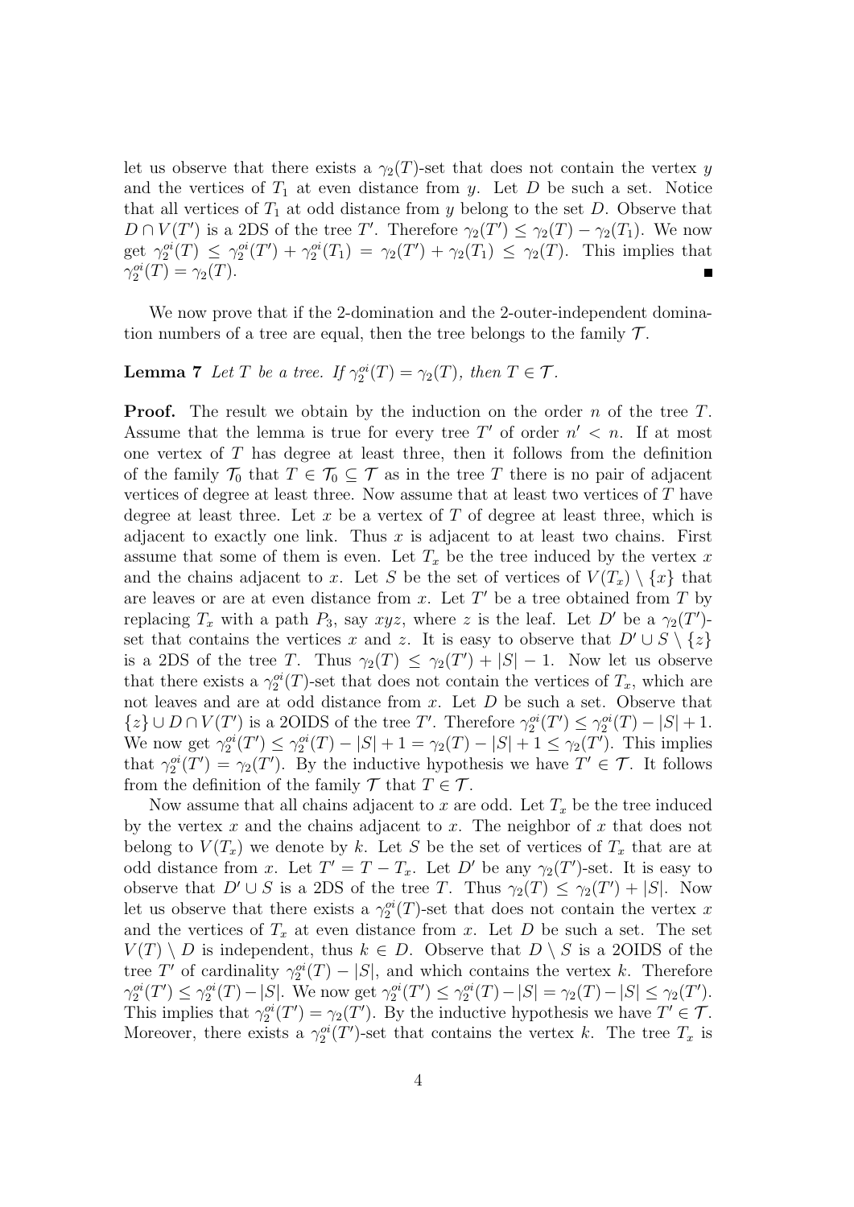let us observe that there exists a $\gamma_2(T)$-set that does not contain the vertex $y$ and the vertices of $T_1$ at even distance from $y$. Let $D$ be such a set. Notice that all vertices of $T_1$ at odd distance from $y$ belong to the set $D$. Observe that $D \cap V(T')$ is a 2DS of the tree $T'$. Therefore $\gamma_2(T') \le \gamma_2(T) - \gamma_2(T_1)$. We now get $\gamma_2^{oi}(T) \le \gamma_2^{oi}(T') + \gamma_2^{oi}(T_1) = \gamma_2(T') + \gamma_2(T_1) \le \gamma_2(T)$. This implies that $\gamma_2^{oi}(T) = \gamma_2(T)$. ∎

We now prove that if the 2-domination and the 2-outer-independent domination numbers of a tree are equal, then the tree belongs to the family $\mathcal{T}$.

**Lemma 7** *Let $T$ be a tree. If $\gamma_2^{oi}(T) = \gamma_2(T)$, then $T \in \mathcal{T}$.*

**Proof.** The result we obtain by the induction on the order $n$ of the tree $T$. Assume that the lemma is true for every tree $T'$ of order $n' < n$. If at most one vertex of $T$ has degree at least three, then it follows from the definition of the family $\mathcal{T}_0$ that $T \in \mathcal{T}_0 \subseteq \mathcal{T}$ as in the tree $T$ there is no pair of adjacent vertices of degree at least three. Now assume that at least two vertices of $T$ have degree at least three. Let $x$ be a vertex of $T$ of degree at least three, which is adjacent to exactly one link. Thus $x$ is adjacent to at least two chains. First assume that some of them is even. Let $T_x$ be the tree induced by the vertex $x$ and the chains adjacent to $x$. Let $S$ be the set of vertices of $V(T_x) \setminus \{x\}$ that are leaves or are at even distance from $x$. Let $T'$ be a tree obtained from $T$ by replacing $T_x$ with a path $P_3$, say $xyz$, where $z$ is the leaf. Let $D'$ be a $\gamma_2(T')$-set that contains the vertices $x$ and $z$. It is easy to observe that $D' \cup S \setminus \{z\}$ is a 2DS of the tree $T$. Thus $\gamma_2(T) \le \gamma_2(T') + |S| - 1$. Now let us observe that there exists a $\gamma_2^{oi}(T)$-set that does not contain the vertices of $T_x$, which are not leaves and are at odd distance from $x$. Let $D$ be such a set. Observe that $\{z\} \cup D \cap V(T')$ is a 2OIDS of the tree $T'$. Therefore $\gamma_2^{oi}(T') \le \gamma_2^{oi}(T) - |S| + 1$. We now get $\gamma_2^{oi}(T') \le \gamma_2^{oi}(T) - |S| + 1 = \gamma_2(T) - |S| + 1 \le \gamma_2(T')$. This implies that $\gamma_2^{oi}(T') = \gamma_2(T')$. By the inductive hypothesis we have $T' \in \mathcal{T}$. It follows from the definition of the family $\mathcal{T}$ that $T \in \mathcal{T}$.

Now assume that all chains adjacent to $x$ are odd. Let $T_x$ be the tree induced by the vertex $x$ and the chains adjacent to $x$. The neighbor of $x$ that does not belong to $V(T_x)$ we denote by $k$. Let $S$ be the set of vertices of $T_x$ that are at odd distance from $x$. Let $T' = T - T_x$. Let $D'$ be any $\gamma_2(T')$-set. It is easy to observe that $D' \cup S$ is a 2DS of the tree $T$. Thus $\gamma_2(T) \le \gamma_2(T') + |S|$. Now let us observe that there exists a $\gamma_2^{oi}(T)$-set that does not contain the vertex $x$ and the vertices of $T_x$ at even distance from $x$. Let $D$ be such a set. The set $V(T) \setminus D$ is independent, thus $k \in D$. Observe that $D \setminus S$ is a 2OIDS of the tree $T'$ of cardinality $\gamma_2^{oi}(T) - |S|$, and which contains the vertex $k$. Therefore $\gamma_2^{oi}(T') \le \gamma_2^{oi}(T) - |S|$. We now get $\gamma_2^{oi}(T') \le \gamma_2^{oi}(T) - |S| = \gamma_2(T) - |S| \le \gamma_2(T')$. This implies that $\gamma_2^{oi}(T') = \gamma_2(T')$. By the inductive hypothesis we have $T' \in \mathcal{T}$. Moreover, there exists a $\gamma_2^{oi}(T')$-set that contains the vertex $k$. The tree $T_x$ is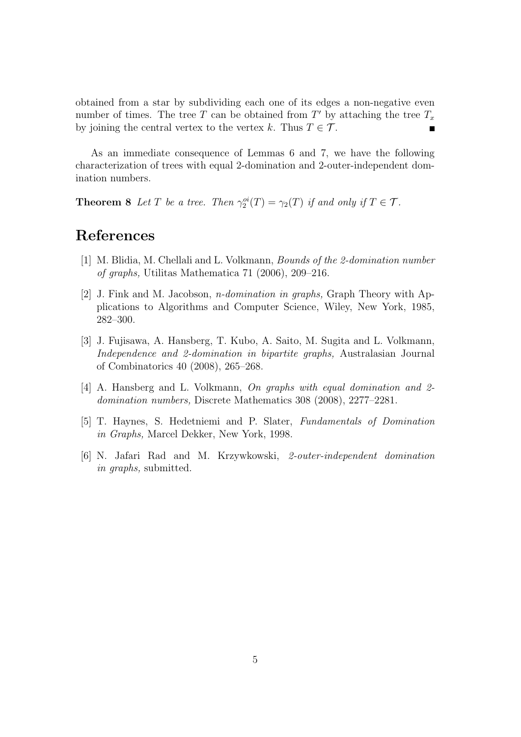obtained from a star by subdividing each one of its edges a non-negative even number of times. The tree $T$ can be obtained from $T'$ by attaching the tree $T_x$ by joining the central vertex to the vertex $k$. Thus $T \in \mathcal{T}$. ■

As an immediate consequence of Lemmas 6 and 7, we have the following characterization of trees with equal 2-domination and 2-outer-independent domination numbers.

**Theorem 8** *Let $T$ be a tree. Then $\gamma_2^{oi}(T) = \gamma_2(T)$ if and only if $T \in \mathcal{T}$.*

## References

[1] M. Blidia, M. Chellali and L. Volkmann, *Bounds of the 2-domination number of graphs,* Utilitas Mathematica 71 (2006), 209–216.

[2] J. Fink and M. Jacobson, *n-domination in graphs,* Graph Theory with Applications to Algorithms and Computer Science, Wiley, New York, 1985, 282–300.

[3] J. Fujisawa, A. Hansberg, T. Kubo, A. Saito, M. Sugita and L. Volkmann, *Independence and 2-domination in bipartite graphs,* Australasian Journal of Combinatorics 40 (2008), 265–268.

[4] A. Hansberg and L. Volkmann, *On graphs with equal domination and 2-domination numbers,* Discrete Mathematics 308 (2008), 2277–2281.

[5] T. Haynes, S. Hedetniemi and P. Slater, *Fundamentals of Domination in Graphs,* Marcel Dekker, New York, 1998.

[6] N. Jafari Rad and M. Krzywkowski, *2-outer-independent domination in graphs,* submitted.